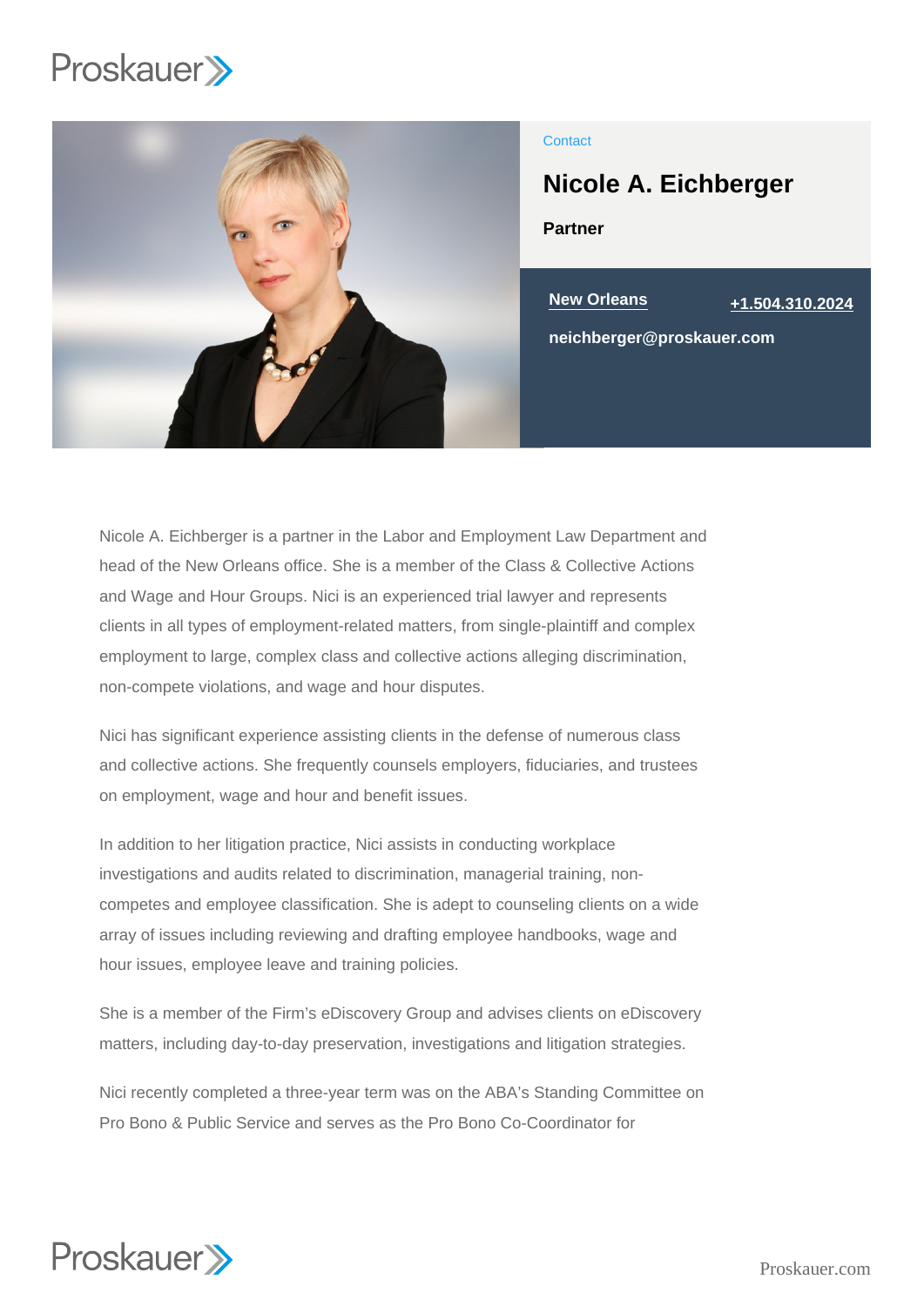Contact

# Nicole A. Eichberger

**Partner**

**New Orleans** **+1.504.310.2024**

**neichberger@proskauer.com**

Nicole A. Eichberger is a partner in the Labor and Employment Law Department and head of the New Orleans office. She is a member of the Class & Collective Actions and Wage and Hour Groups. Nici is an experienced trial lawyer and represents clients in all types of employment-related matters, from single-plaintiff and complex employment to large, complex class and collective actions alleging discrimination, non-compete violations, and wage and hour disputes.

Nici has significant experience assisting clients in the defense of numerous class and collective actions. She frequently counsels employers, fiduciaries, and trustees on employment, wage and hour and benefit issues.

In addition to her litigation practice, Nici assists in conducting workplace investigations and audits related to discrimination, managerial training, non-competes and employee classification. She is adept to counseling clients on a wide array of issues including reviewing and drafting employee handbooks, wage and hour issues, employee leave and training policies.

She is a member of the Firm's eDiscovery Group and advises clients on eDiscovery matters, including day-to-day preservation, investigations and litigation strategies.

Nici recently completed a three-year term was on the ABA's Standing Committee on Pro Bono & Public Service and serves as the Pro Bono Co-Coordinator for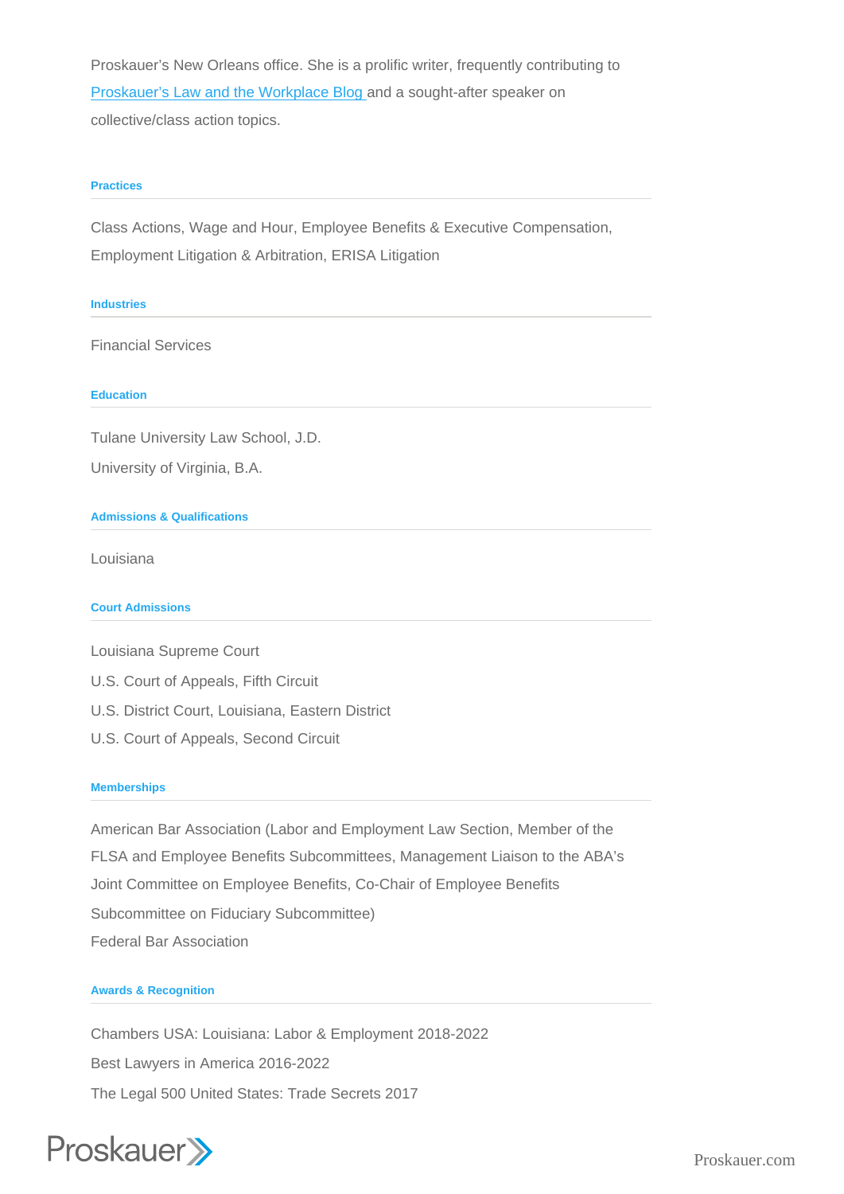Proskauer's New Orleans office. She is a prolific writer, frequently contributing to [Proskauer's Law and the Workplace Blog](#) and a sought-after speaker on collective/class action topics.

### Practices

Class Actions, Wage and Hour, Employee Benefits & Executive Compensation, Employment Litigation & Arbitration, ERISA Litigation

### Industries

Financial Services

### Education

Tulane University Law School, J.D.

University of Virginia, B.A.

### Admissions & Qualifications

Louisiana

### Court Admissions

Louisiana Supreme Court

U.S. Court of Appeals, Fifth Circuit

U.S. District Court, Louisiana, Eastern District

U.S. Court of Appeals, Second Circuit

### Memberships

American Bar Association (Labor and Employment Law Section, Member of the FLSA and Employee Benefits Subcommittees, Management Liaison to the ABA's Joint Committee on Employee Benefits, Co-Chair of Employee Benefits Subcommittee on Fiduciary Subcommittee)

Federal Bar Association

### Awards & Recognition

Chambers USA: Louisiana: Labor & Employment 2018-2022

Best Lawyers in America 2016-2022

The Legal 500 United States: Trade Secrets 2017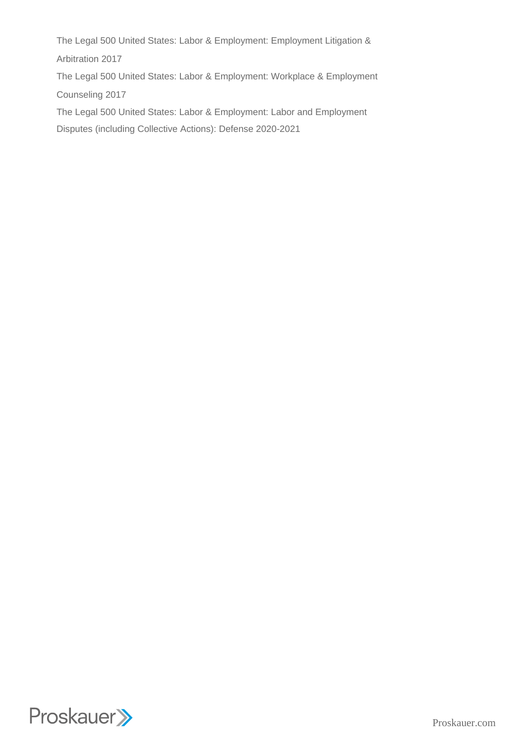The Legal 500 United States: Labor & Employment: Employment Litigation & Arbitration 2017

The Legal 500 United States: Labor & Employment: Workplace & Employment Counseling 2017

The Legal 500 United States: Labor & Employment: Labor and Employment Disputes (including Collective Actions): Defense 2020-2021